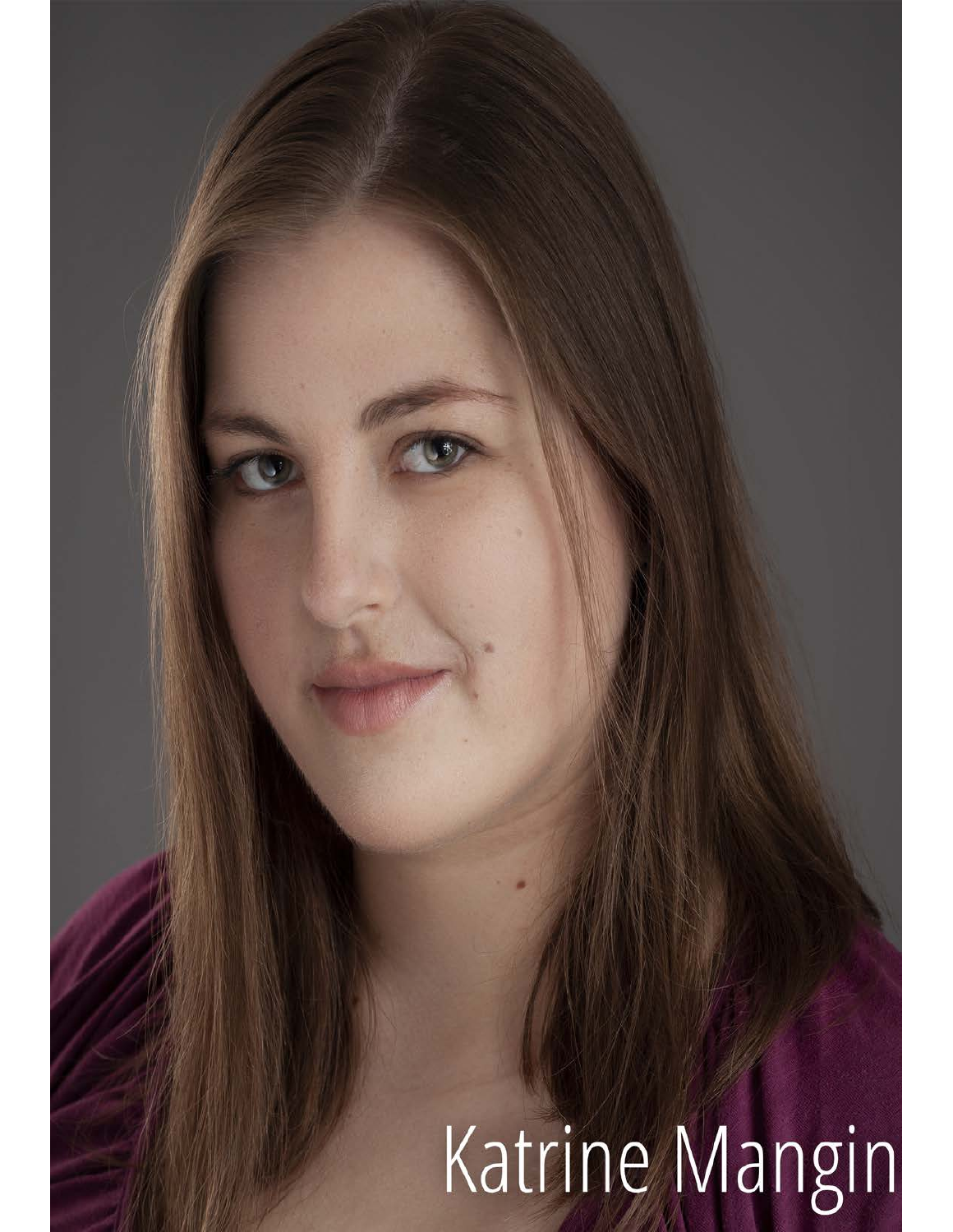Katrine Mangin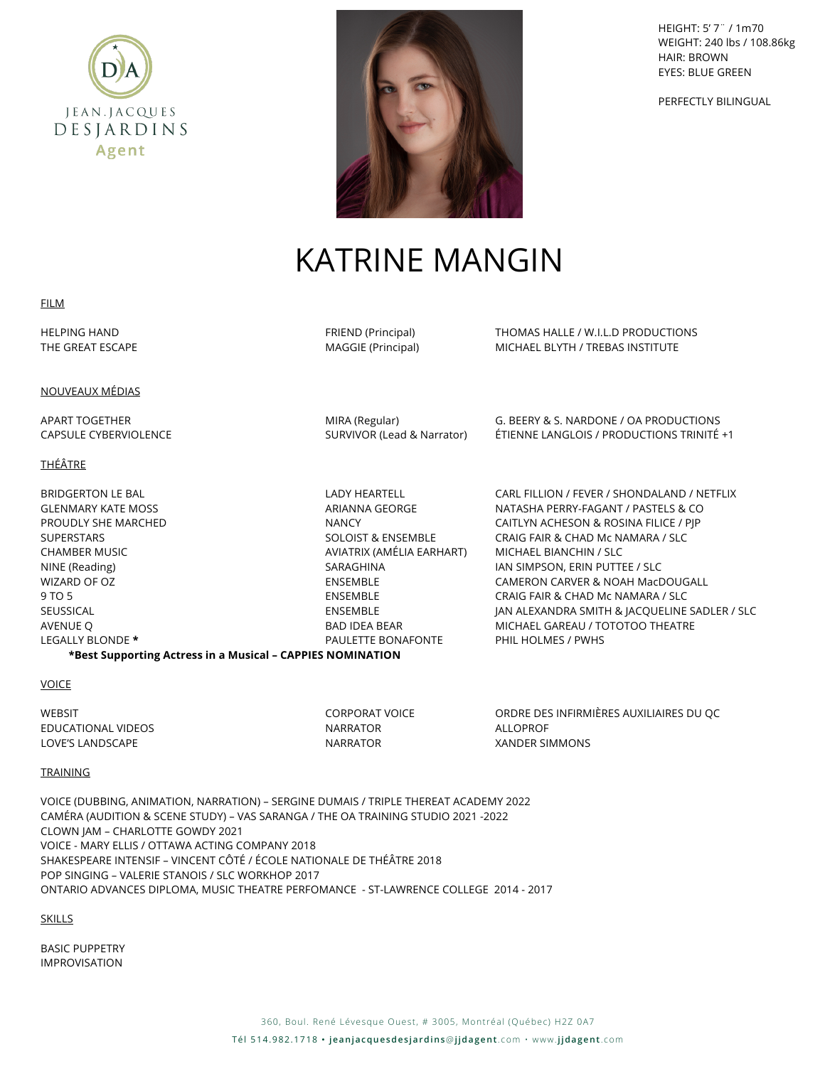JEAN.JACQUES DESJARDINS Agent

HEIGHT: 5' 7¨ / 1m70
WEIGHT: 240 lbs / 108.86kg
HAIR: BROWN
EYES: BLUE GREEN

PERFECTLY BILINGUAL

# KATRINE MANGIN

FILM

| | | |
|---|---|---|
| HELPING HAND | FRIEND (Principal) | THOMAS HALLE / W.I.L.D PRODUCTIONS |
| THE GREAT ESCAPE | MAGGIE (Principal) | MICHAEL BLYTH / TREBAS INSTITUTE |

NOUVEAUX MÉDIAS

| | | |
|---|---|---|
| APART TOGETHER | MIRA (Regular) | G. BEERY & S. NARDONE / OA PRODUCTIONS |
| CAPSULE CYBERVIOLENCE | SURVIVOR (Lead & Narrator) | ÉTIENNE LANGLOIS / PRODUCTIONS TRINITÉ +1 |

THÉÂTRE

| | | |
|---|---|---|
| BRIDGERTON LE BAL | LADY HEARTELL | CARL FILLION / FEVER / SHONDALAND / NETFLIX |
| GLENMARY KATE MOSS | ARIANNA GEORGE | NATASHA PERRY-FAGANT / PASTELS & CO |
| PROUDLY SHE MARCHED | NANCY | CAITLYN ACHESON & ROSINA FILICE / PJP |
| SUPERSTARS | SOLOIST & ENSEMBLE | CRAIG FAIR & CHAD Mc NAMARA / SLC |
| CHAMBER MUSIC | AVIATRIX (AMÉLIA EARHART) | MICHAEL BIANCHIN / SLC |
| NINE (Reading) | SARAGHINA | IAN SIMPSON, ERIN PUTTEE / SLC |
| WIZARD OF OZ | ENSEMBLE | CAMERON CARVER & NOAH MacDOUGALL |
| 9 TO 5 | ENSEMBLE | CRAIG FAIR & CHAD Mc NAMARA / SLC |
| SEUSSICAL | ENSEMBLE | JAN ALEXANDRA SMITH & JACQUELINE SADLER / SLC |
| AVENUE Q | BAD IDEA BEAR | MICHAEL GAREAU / TOTOTOO THEATRE |
| LEGALLY BLONDE * | PAULETTE BONAFONTE | PHIL HOLMES / PWHS |

**\*Best Supporting Actress in a Musical – CAPPIES NOMINATION**

VOICE

| | | |
|---|---|---|
| WEBSIT | CORPORAT VOICE | ORDRE DES INFIRMIÈRES AUXILIAIRES DU QC |
| EDUCATIONAL VIDEOS | NARRATOR | ALLOPROF |
| LOVE'S LANDSCAPE | NARRATOR | XANDER SIMMONS |

TRAINING

VOICE (DUBBING, ANIMATION, NARRATION) – SERGINE DUMAIS / TRIPLE THEREAT ACADEMY 2022
CAMÉRA (AUDITION & SCENE STUDY) – VAS SARANGA / THE OA TRAINING STUDIO 2021 -2022
CLOWN JAM – CHARLOTTE GOWDY 2021
VOICE - MARY ELLIS / OTTAWA ACTING COMPANY 2018
SHAKESPEARE INTENSIF – VINCENT CÔTÉ / ÉCOLE NATIONALE DE THÉÂTRE 2018
POP SINGING – VALERIE STANOIS / SLC WORKHOP 2017
ONTARIO ADVANCES DIPLOMA, MUSIC THEATRE PERFOMANCE - ST-LAWRENCE COLLEGE 2014 - 2017

SKILLS

BASIC PUPPETRY
IMPROVISATION

360, Boul. René Lévesque Ouest, # 3005, Montréal (Québec) H2Z 0A7
Tél 514.982.1718 • jeanjacquesdesjardins@jjdagent.com • www.jjdagent.com